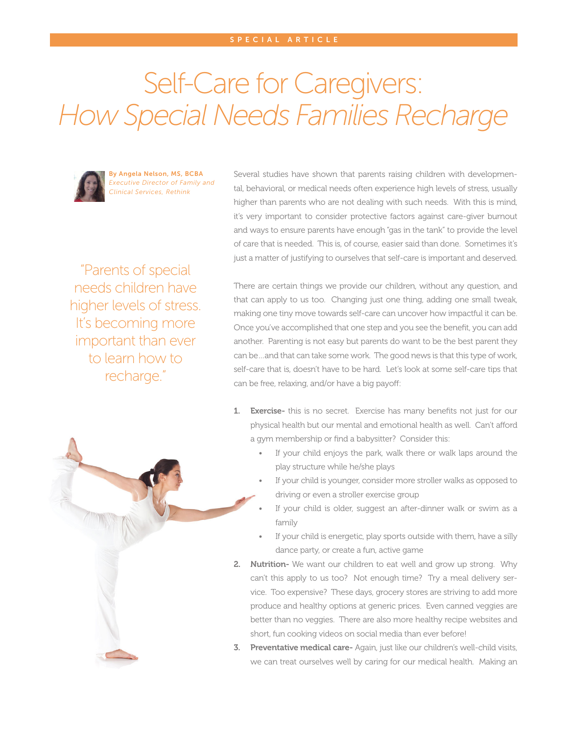SPECIAL ARTICLE

# Self-Care for Caregivers: *How Special Needs Families Recharge*

**By Angela Nelson, MS, BCBA**
*Executive Director of Family and Clinical Services, Rethink*

> "Parents of special needs children have higher levels of stress. It's becoming more important than ever to learn how to recharge."

Several studies have shown that parents raising children with developmental, behavioral, or medical needs often experience high levels of stress, usually higher than parents who are not dealing with such needs. With this is mind, it's very important to consider protective factors against care-giver burnout and ways to ensure parents have enough "gas in the tank" to provide the level of care that is needed. This is, of course, easier said than done. Sometimes it's just a matter of justifying to ourselves that self-care is important and deserved.

There are certain things we provide our children, without any question, and that can apply to us too. Changing just one thing, adding one small tweak, making one tiny move towards self-care can uncover how impactful it can be. Once you've accomplished that one step and you see the benefit, you can add another. Parenting is not easy but parents do want to be the best parent they can be…and that can take some work. The good news is that this type of work, self-care that is, doesn't have to be hard. Let's look at some self-care tips that can be free, relaxing, and/or have a big payoff:

1. **Exercise-** this is no secret. Exercise has many benefits not just for our physical health but our mental and emotional health as well. Can't afford a gym membership or find a babysitter? Consider this:
   - If your child enjoys the park, walk there or walk laps around the play structure while he/she plays
   - If your child is younger, consider more stroller walks as opposed to driving or even a stroller exercise group
   - If your child is older, suggest an after-dinner walk or swim as a family
   - If your child is energetic, play sports outside with them, have a silly dance party, or create a fun, active game
2. **Nutrition-** We want our children to eat well and grow up strong. Why can't this apply to us too? Not enough time? Try a meal delivery service. Too expensive? These days, grocery stores are striving to add more produce and healthy options at generic prices. Even canned veggies are better than no veggies. There are also more healthy recipe websites and short, fun cooking videos on social media than ever before!
3. **Preventative medical care-** Again, just like our children's well-child visits, we can treat ourselves well by caring for our medical health. Making an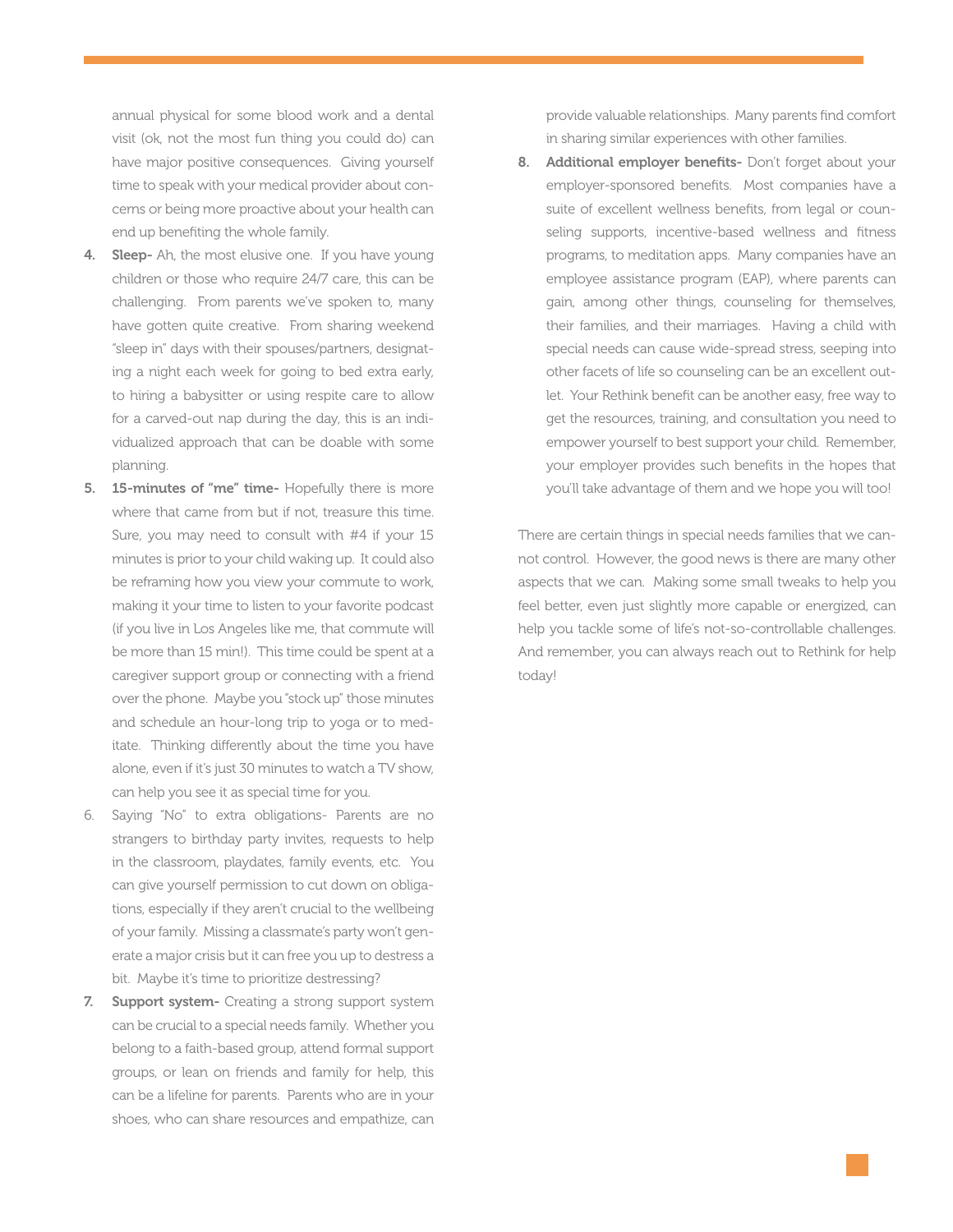annual physical for some blood work and a dental visit (ok, not the most fun thing you could do) can have major positive consequences. Giving yourself time to speak with your medical provider about concerns or being more proactive about your health can end up benefiting the whole family.

4. **Sleep-** Ah, the most elusive one. If you have young children or those who require 24/7 care, this can be challenging. From parents we've spoken to, many have gotten quite creative. From sharing weekend "sleep in" days with their spouses/partners, designating a night each week for going to bed extra early, to hiring a babysitter or using respite care to allow for a carved-out nap during the day, this is an individualized approach that can be doable with some planning.
5. **15-minutes of "me" time-** Hopefully there is more where that came from but if not, treasure this time. Sure, you may need to consult with #4 if your 15 minutes is prior to your child waking up. It could also be reframing how you view your commute to work, making it your time to listen to your favorite podcast (if you live in Los Angeles like me, that commute will be more than 15 min!). This time could be spent at a caregiver support group or connecting with a friend over the phone. Maybe you "stock up" those minutes and schedule an hour-long trip to yoga or to meditate. Thinking differently about the time you have alone, even if it's just 30 minutes to watch a TV show, can help you see it as special time for you.
6. Saying "No" to extra obligations- Parents are no strangers to birthday party invites, requests to help in the classroom, playdates, family events, etc. You can give yourself permission to cut down on obligations, especially if they aren't crucial to the wellbeing of your family. Missing a classmate's party won't generate a major crisis but it can free you up to destress a bit. Maybe it's time to prioritize destressing?
7. **Support system-** Creating a strong support system can be crucial to a special needs family. Whether you belong to a faith-based group, attend formal support groups, or lean on friends and family for help, this can be a lifeline for parents. Parents who are in your shoes, who can share resources and empathize, can provide valuable relationships. Many parents find comfort in sharing similar experiences with other families.
8. **Additional employer benefits-** Don't forget about your employer-sponsored benefits. Most companies have a suite of excellent wellness benefits, from legal or counseling supports, incentive-based wellness and fitness programs, to meditation apps. Many companies have an employee assistance program (EAP), where parents can gain, among other things, counseling for themselves, their families, and their marriages. Having a child with special needs can cause wide-spread stress, seeping into other facets of life so counseling can be an excellent outlet. Your Rethink benefit can be another easy, free way to get the resources, training, and consultation you need to empower yourself to best support your child. Remember, your employer provides such benefits in the hopes that you'll take advantage of them and we hope you will too!

There are certain things in special needs families that we cannot control. However, the good news is there are many other aspects that we can. Making some small tweaks to help you feel better, even just slightly more capable or energized, can help you tackle some of life's not-so-controllable challenges. And remember, you can always reach out to Rethink for help today!